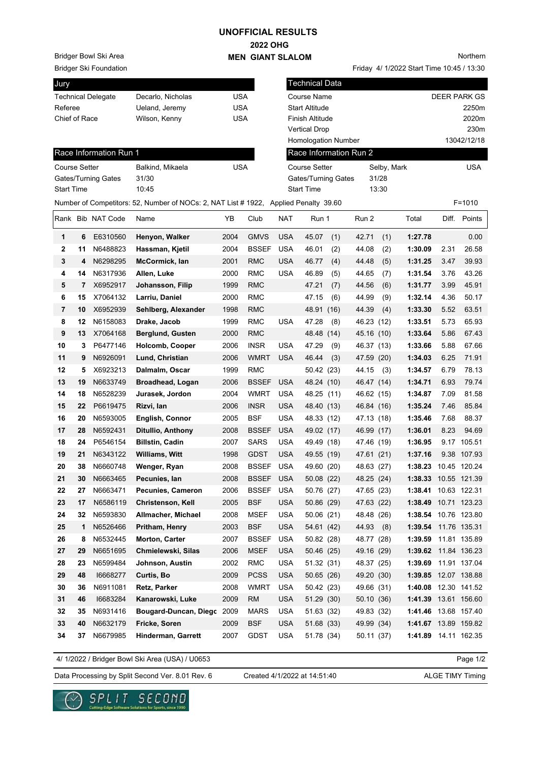# UNOFFICIAL RESULTS

## 2022 OHG

## MEN GIANT SLALOM

Bridger Bowl Ski Area
Bridger Ski Foundation

Northern
Friday 4/ 1/2022 Start Time 10:45 / 13:30

| Jury | | |
|---|---|---|
| Technical Delegate | Decarlo, Nicholas | USA |
| Referee | Ueland, Jeremy | USA |
| Chief of Race | Wilson, Kenny | USA |

| Technical Data | |
|---|---|
| Course Name | DEER PARK GS |
| Start Altitude | 2250m |
| Finish Altitude | 2020m |
| Vertical Drop | 230m |
| Homologation Number | 13042/12/18 |

| Race Information Run 1 | | |
|---|---|---|
| Course Setter | Balkind, Mikaela | USA |
| Gates/Turning Gates | 31/30 | |
| Start Time | 10:45 | |

| Race Information Run 2 | | |
|---|---|---|
| Course Setter | Selby, Mark | USA |
| Gates/Turning Gates | 31/28 | |
| Start Time | 13:30 | |

Number of Competitors: 52, Number of NOCs: 2, NAT List # 1922, Applied Penalty 39.60 F=1010

| Rank | Bib | NAT Code | Name | YB | Club | NAT | Run 1 | Run 2 | Total | Diff. | Points |
|---|---|---|---|---|---|---|---|---|---|---|---|
| 1 | 6 | E6310560 | **Henyon, Walker** | 2004 | GMVS | USA | 45.07 (1) | 42.71 (1) | **1:27.78** | | 0.00 |
| 2 | 11 | N6488823 | **Hassman, Kjetil** | 2004 | BSSEF | USA | 46.01 (2) | 44.08 (2) | **1:30.09** | 2.31 | 26.58 |
| 3 | 4 | N6298295 | **McCormick, Ian** | 2001 | RMC | USA | 46.77 (4) | 44.48 (5) | **1:31.25** | 3.47 | 39.93 |
| 4 | 14 | N6317936 | **Allen, Luke** | 2000 | RMC | USA | 46.89 (5) | 44.65 (7) | **1:31.54** | 3.76 | 43.26 |
| 5 | 7 | X6952917 | **Johansson, Filip** | 1999 | RMC | | 47.21 (7) | 44.56 (6) | **1:31.77** | 3.99 | 45.91 |
| 6 | 15 | X7064132 | **Larriu, Daniel** | 2000 | RMC | | 47.15 (6) | 44.99 (9) | **1:32.14** | 4.36 | 50.17 |
| 7 | 10 | X6952939 | **Sehlberg, Alexander** | 1998 | RMC | | 48.91 (16) | 44.39 (4) | **1:33.30** | 5.52 | 63.51 |
| 8 | 12 | N6158083 | **Drake, Jacob** | 1999 | RMC | USA | 47.28 (8) | 46.23 (12) | **1:33.51** | 5.73 | 65.93 |
| 9 | 13 | X7064168 | **Berglund, Gusten** | 2000 | RMC | | 48.48 (14) | 45.16 (10) | **1:33.64** | 5.86 | 67.43 |
| 10 | 3 | P6477146 | **Holcomb, Cooper** | 2006 | INSR | USA | 47.29 (9) | 46.37 (13) | **1:33.66** | 5.88 | 67.66 |
| 11 | 9 | N6926091 | **Lund, Christian** | 2006 | WMRT | USA | 46.44 (3) | 47.59 (20) | **1:34.03** | 6.25 | 71.91 |
| 12 | 5 | X6923213 | **Dalmalm, Oscar** | 1999 | RMC | | 50.42 (23) | 44.15 (3) | **1:34.57** | 6.79 | 78.13 |
| 13 | 19 | N6633749 | **Broadhead, Logan** | 2006 | BSSEF | USA | 48.24 (10) | 46.47 (14) | **1:34.71** | 6.93 | 79.74 |
| 14 | 18 | N6528239 | **Jurasek, Jordon** | 2004 | WMRT | USA | 48.25 (11) | 46.62 (15) | **1:34.87** | 7.09 | 81.58 |
| 15 | 22 | P6619475 | **Rizvi, Ian** | 2006 | INSR | USA | 48.40 (13) | 46.84 (16) | **1:35.24** | 7.46 | 85.84 |
| 16 | 20 | N6593005 | **English, Connor** | 2005 | BSF | USA | 48.33 (12) | 47.13 (18) | **1:35.46** | 7.68 | 88.37 |
| 17 | 28 | N6592431 | **Ditullio, Anthony** | 2008 | BSSEF | USA | 49.02 (17) | 46.99 (17) | **1:36.01** | 8.23 | 94.69 |
| 18 | 24 | P6546154 | **Billstin, Cadin** | 2007 | SARS | USA | 49.49 (18) | 47.46 (19) | **1:36.95** | 9.17 | 105.51 |
| 19 | 21 | N6343122 | **Williams, Witt** | 1998 | GDST | USA | 49.55 (19) | 47.61 (21) | **1:37.16** | 9.38 | 107.93 |
| 20 | 38 | N6660748 | **Wenger, Ryan** | 2008 | BSSEF | USA | 49.60 (20) | 48.63 (27) | **1:38.23** | 10.45 | 120.24 |
| 21 | 30 | N6663465 | **Pecunies, Ian** | 2008 | BSSEF | USA | 50.08 (22) | 48.25 (24) | **1:38.33** | 10.55 | 121.39 |
| 22 | 27 | N6663471 | **Pecunies, Cameron** | 2006 | BSSEF | USA | 50.76 (27) | 47.65 (23) | **1:38.41** | 10.63 | 122.31 |
| 23 | 17 | N6586119 | **Christenson, Kell** | 2005 | BSF | USA | 50.86 (29) | 47.63 (22) | **1:38.49** | 10.71 | 123.23 |
| 24 | 32 | N6593830 | **Allmacher, Michael** | 2008 | MSEF | USA | 50.06 (21) | 48.48 (26) | **1:38.54** | 10.76 | 123.80 |
| 25 | 1 | N6526466 | **Pritham, Henry** | 2003 | BSF | USA | 54.61 (42) | 44.93 (8) | **1:39.54** | 11.76 | 135.31 |
| 26 | 8 | N6532445 | **Morton, Carter** | 2007 | BSSEF | USA | 50.82 (28) | 48.77 (28) | **1:39.59** | 11.81 | 135.89 |
| 27 | 29 | N6651695 | **Chmielewski, Silas** | 2006 | MSEF | USA | 50.46 (25) | 49.16 (29) | **1:39.62** | 11.84 | 136.23 |
| 28 | 23 | N6599484 | **Johnson, Austin** | 2002 | RMC | USA | 51.32 (31) | 48.37 (25) | **1:39.69** | 11.91 | 137.04 |
| 29 | 48 | I6668277 | **Curtis, Bo** | 2009 | PCSS | USA | 50.65 (26) | 49.20 (30) | **1:39.85** | 12.07 | 138.88 |
| 30 | 36 | N6911081 | **Retz, Parker** | 2008 | WMRT | USA | 50.42 (23) | 49.66 (31) | **1:40.08** | 12.30 | 141.52 |
| 31 | 46 | I6683284 | **Kanarowski, Luke** | 2009 | RM | USA | 51.29 (30) | 50.10 (36) | **1:41.39** | 13.61 | 156.60 |
| 32 | 35 | N6931416 | **Bougard-Duncan, Diego** | 2009 | MARS | USA | 51.63 (32) | 49.83 (32) | **1:41.46** | 13.68 | 157.40 |
| 33 | 40 | N6632179 | **Fricke, Soren** | 2009 | BSF | USA | 51.68 (33) | 49.99 (34) | **1:41.67** | 13.89 | 159.82 |
| 34 | 37 | N6679985 | **Hinderman, Garrett** | 2007 | GDST | USA | 51.78 (34) | 50.11 (37) | **1:41.89** | 14.11 | 162.35 |

4/ 1/2022 / Bridger Bowl Ski Area (USA) / U0653

Data Processing by Split Second Ver. 8.01 Rev. 6 Created 4/1/2022 at 14:51:40 ALGE TIMY Timing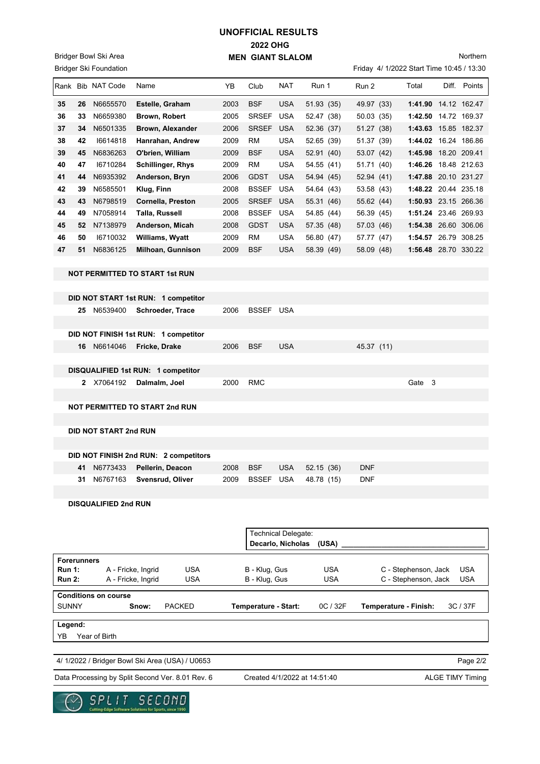# UNOFFICIAL RESULTS
## 2022 OHG
## MEN GIANT SLALOM

Bridger Bowl Ski Area
Bridger Ski Foundation

Northern
Friday 4/ 1/2022 Start Time 10:45 / 13:30

| Rank | Bib | NAT Code | Name | YB | Club | NAT | Run 1 | Run 2 | Total | Diff. | Points |
|---|---|---|---|---|---|---|---|---|---|---|---|
| 35 | 26 | N6655570 | Estelle, Graham | 2003 | BSF | USA | 51.93 (35) | 49.97 (33) | 1:41.90 | 14.12 | 162.47 |
| 36 | 33 | N6659380 | Brown, Robert | 2005 | SRSEF | USA | 52.47 (38) | 50.03 (35) | 1:42.50 | 14.72 | 169.37 |
| 37 | 34 | N6501335 | Brown, Alexander | 2006 | SRSEF | USA | 52.36 (37) | 51.27 (38) | 1:43.63 | 15.85 | 182.37 |
| 38 | 42 | I6614818 | Hanrahan, Andrew | 2009 | RM | USA | 52.65 (39) | 51.37 (39) | 1:44.02 | 16.24 | 186.86 |
| 39 | 45 | N6836263 | O'brien, William | 2009 | BSF | USA | 52.91 (40) | 53.07 (42) | 1:45.98 | 18.20 | 209.41 |
| 40 | 47 | I6710284 | Schillinger, Rhys | 2009 | RM | USA | 54.55 (41) | 51.71 (40) | 1:46.26 | 18.48 | 212.63 |
| 41 | 44 | N6935392 | Anderson, Bryn | 2006 | GDST | USA | 54.94 (45) | 52.94 (41) | 1:47.88 | 20.10 | 231.27 |
| 42 | 39 | N6585501 | Klug, Finn | 2008 | BSSEF | USA | 54.64 (43) | 53.58 (43) | 1:48.22 | 20.44 | 235.18 |
| 43 | 43 | N6798519 | Cornella, Preston | 2005 | SRSEF | USA | 55.31 (46) | 55.62 (44) | 1:50.93 | 23.15 | 266.36 |
| 44 | 49 | N7058914 | Talla, Russell | 2008 | BSSEF | USA | 54.85 (44) | 56.39 (45) | 1:51.24 | 23.46 | 269.93 |
| 45 | 52 | N7138979 | Anderson, Micah | 2008 | GDST | USA | 57.35 (48) | 57.03 (46) | 1:54.38 | 26.60 | 306.06 |
| 46 | 50 | I6710032 | Williams, Wyatt | 2009 | RM | USA | 56.80 (47) | 57.77 (47) | 1:54.57 | 26.79 | 308.25 |
| 47 | 51 | N6836125 | Milhoan, Gunnison | 2009 | BSF | USA | 58.39 (49) | 58.09 (48) | 1:56.48 | 28.70 | 330.22 |

**NOT PERMITTED TO START 1st RUN**

**DID NOT START 1st RUN: 1 competitor**

| Bib | NAT Code | Name | YB | Club | NAT |
|---|---|---|---|---|---|
| 25 | N6539400 | Schroeder, Trace | 2006 | BSSEF | USA |

**DID NOT FINISH 1st RUN: 1 competitor**

| Bib | NAT Code | Name | YB | Club | NAT | Run 2 |
|---|---|---|---|---|---|---|
| 16 | N6614046 | Fricke, Drake | 2006 | BSF | USA | 45.37 (11) |

**DISQUALIFIED 1st RUN: 1 competitor**

| Bib | NAT Code | Name | YB | Club | |
|---|---|---|---|---|---|
| 2 | X7064192 | Dalmalm, Joel | 2000 | RMC | Gate 3 |

**NOT PERMITTED TO START 2nd RUN**

**DID NOT START 2nd RUN**

**DID NOT FINISH 2nd RUN: 2 competitors**

| Bib | NAT Code | Name | YB | Club | NAT | Run 1 | Run 2 |
|---|---|---|---|---|---|---|---|
| 41 | N6773433 | Pellerin, Deacon | 2008 | BSF | USA | 52.15 (36) | DNF |
| 31 | N6767163 | Svensrud, Oliver | 2009 | BSSEF | USA | 48.78 (15) | DNF |

**DISQUALIFIED 2nd RUN**

Technical Delegate:
**Decarlo, Nicholas (USA)**

**Forerunners**

| | | | | | | |
|---|---|---|---|---|---|---|
| **Run 1:** | A - Fricke, Ingrid | USA | B - Klug, Gus | USA | C - Stephenson, Jack | USA |
| **Run 2:** | A - Fricke, Ingrid | USA | B - Klug, Gus | USA | C - Stephenson, Jack | USA |

**Conditions on course**

SUNNY **Snow:** PACKED **Temperature - Start:** 0C / 32F **Temperature - Finish:** 3C / 37F

**Legend:**
YB Year of Birth

4/ 1/2022 / Bridger Bowl Ski Area (USA) / U0653

Data Processing by Split Second Ver. 8.01 Rev. 6 Created 4/1/2022 at 14:51:40 ALGE TIMY Timing